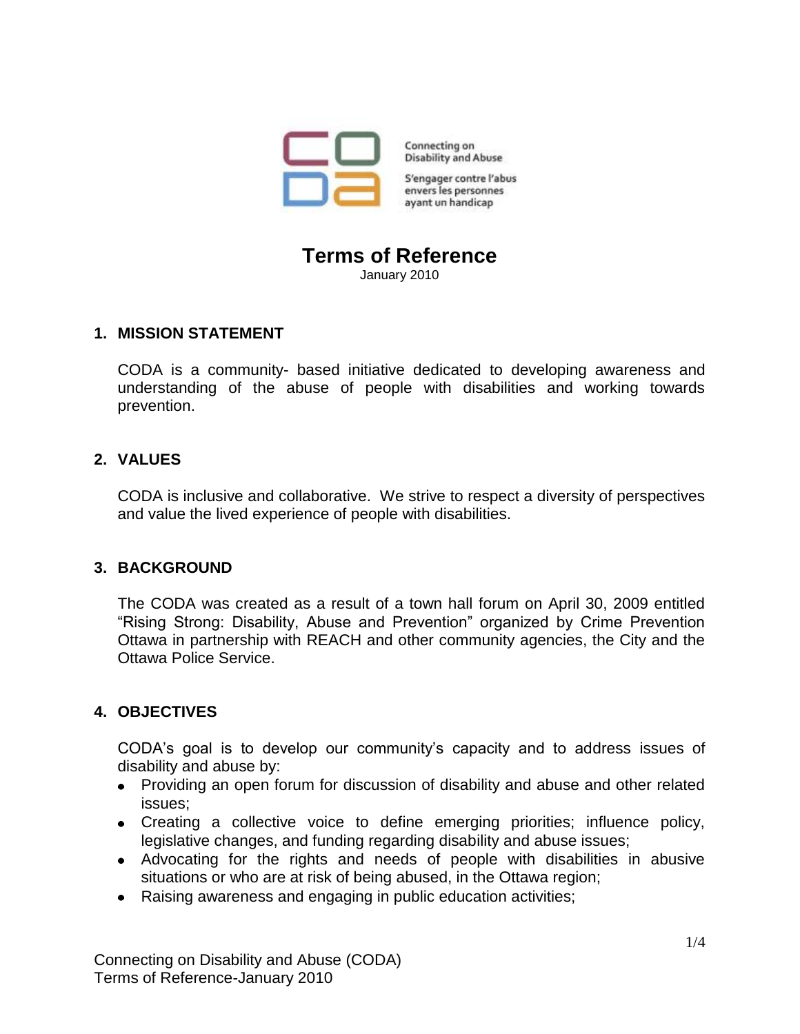Connecting on Disability and Abuse

S'engager contre l'abus envers les personnes ayant un handicap

# Terms of Reference

January 2010

## 1. MISSION STATEMENT

CODA is a community- based initiative dedicated to developing awareness and understanding of the abuse of people with disabilities and working towards prevention.

## 2. VALUES

CODA is inclusive and collaborative. We strive to respect a diversity of perspectives and value the lived experience of people with disabilities.

## 3. BACKGROUND

The CODA was created as a result of a town hall forum on April 30, 2009 entitled "Rising Strong: Disability, Abuse and Prevention" organized by Crime Prevention Ottawa in partnership with REACH and other community agencies, the City and the Ottawa Police Service.

## 4. OBJECTIVES

CODA's goal is to develop our community's capacity and to address issues of disability and abuse by:

- Providing an open forum for discussion of disability and abuse and other related issues;
- Creating a collective voice to define emerging priorities; influence policy, legislative changes, and funding regarding disability and abuse issues;
- Advocating for the rights and needs of people with disabilities in abusive situations or who are at risk of being abused, in the Ottawa region;
- Raising awareness and engaging in public education activities;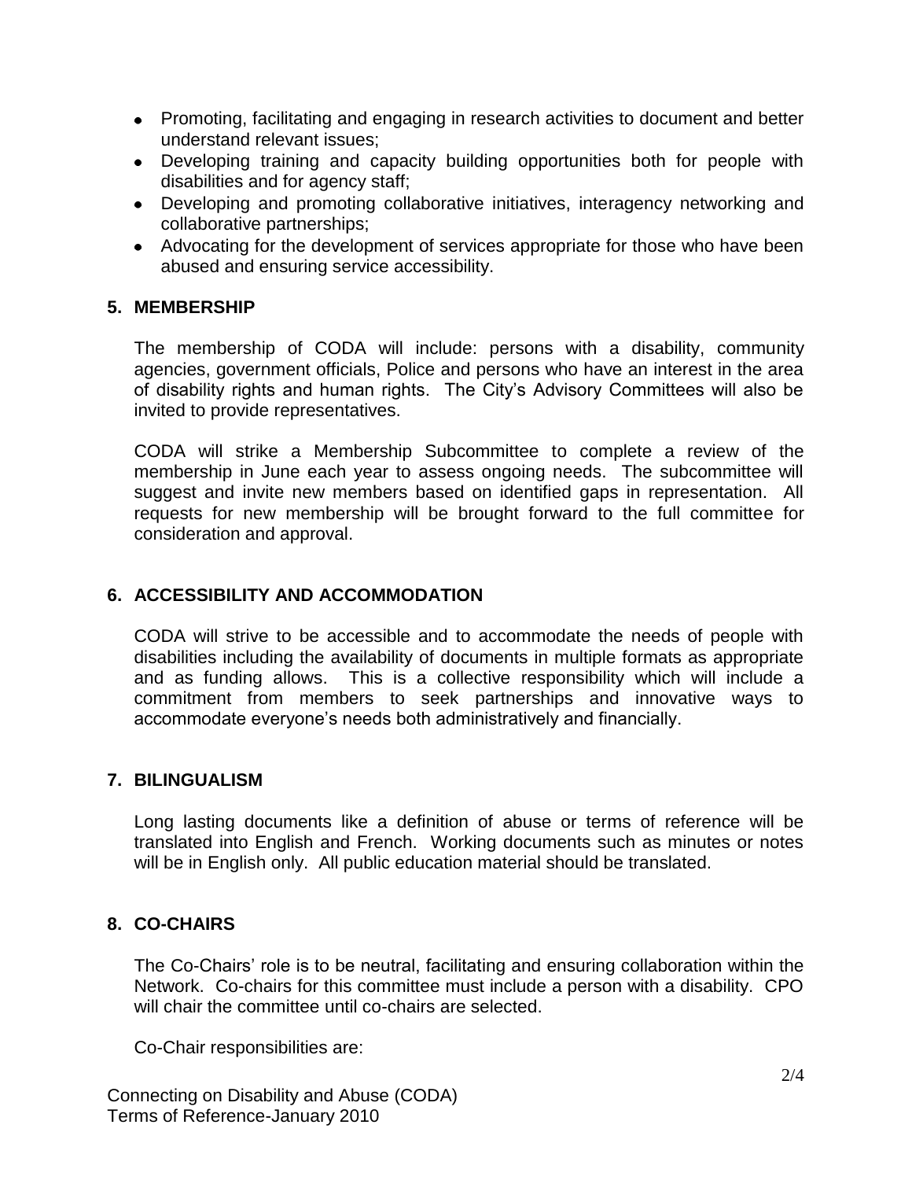- Promoting, facilitating and engaging in research activities to document and better understand relevant issues;
- Developing training and capacity building opportunities both for people with disabilities and for agency staff;
- Developing and promoting collaborative initiatives, interagency networking and collaborative partnerships;
- Advocating for the development of services appropriate for those who have been abused and ensuring service accessibility.

## 5. MEMBERSHIP

The membership of CODA will include: persons with a disability, community agencies, government officials, Police and persons who have an interest in the area of disability rights and human rights. The City's Advisory Committees will also be invited to provide representatives.

CODA will strike a Membership Subcommittee to complete a review of the membership in June each year to assess ongoing needs. The subcommittee will suggest and invite new members based on identified gaps in representation. All requests for new membership will be brought forward to the full committee for consideration and approval.

## 6. ACCESSIBILITY AND ACCOMMODATION

CODA will strive to be accessible and to accommodate the needs of people with disabilities including the availability of documents in multiple formats as appropriate and as funding allows. This is a collective responsibility which will include a commitment from members to seek partnerships and innovative ways to accommodate everyone's needs both administratively and financially.

## 7. BILINGUALISM

Long lasting documents like a definition of abuse or terms of reference will be translated into English and French. Working documents such as minutes or notes will be in English only. All public education material should be translated.

## 8. CO-CHAIRS

The Co-Chairs' role is to be neutral, facilitating and ensuring collaboration within the Network. Co-chairs for this committee must include a person with a disability. CPO will chair the committee until co-chairs are selected.

Co-Chair responsibilities are: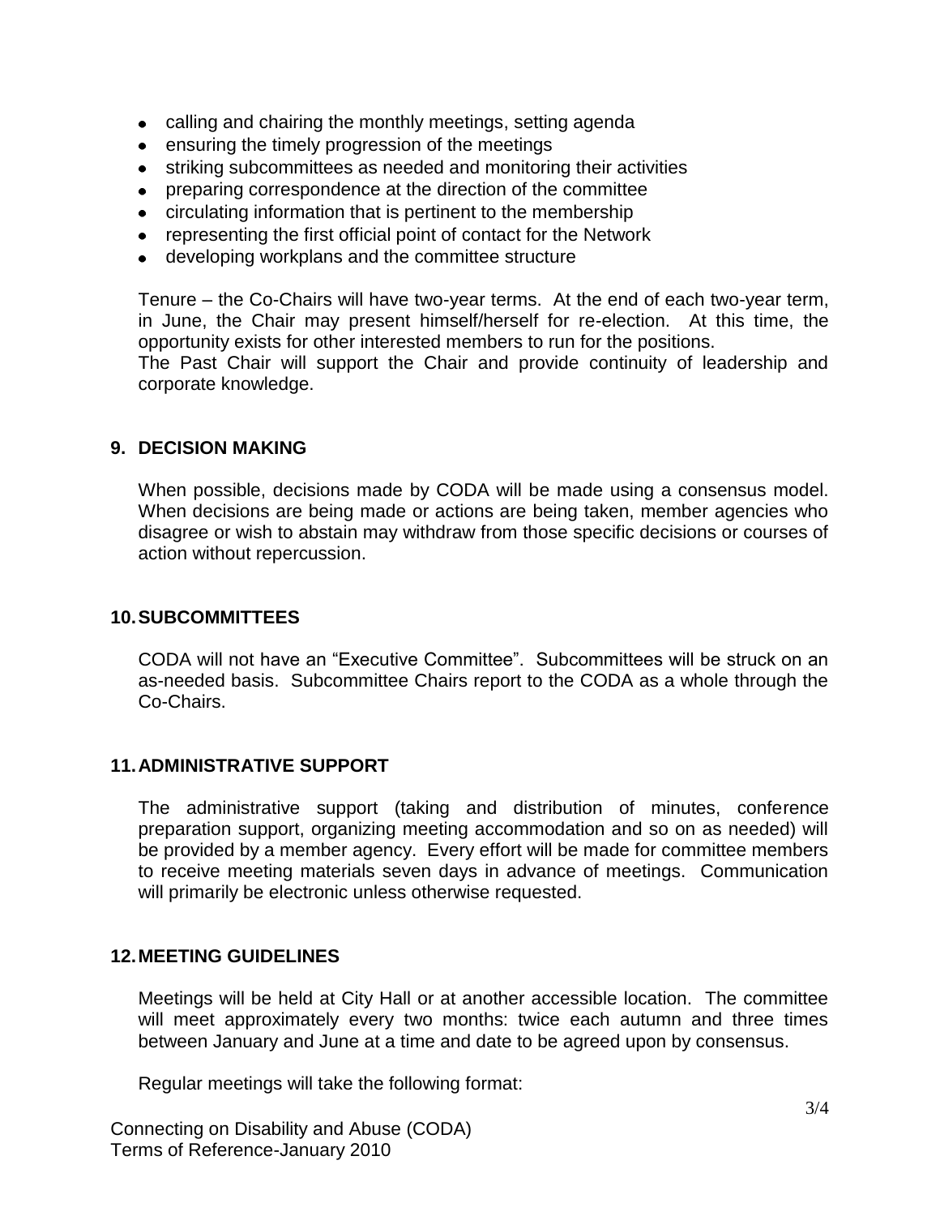- calling and chairing the monthly meetings, setting agenda
- ensuring the timely progression of the meetings
- striking subcommittees as needed and monitoring their activities
- preparing correspondence at the direction of the committee
- circulating information that is pertinent to the membership
- representing the first official point of contact for the Network
- developing workplans and the committee structure

Tenure – the Co-Chairs will have two-year terms. At the end of each two-year term, in June, the Chair may present himself/herself for re-election. At this time, the opportunity exists for other interested members to run for the positions.
The Past Chair will support the Chair and provide continuity of leadership and corporate knowledge.

## 9. DECISION MAKING

When possible, decisions made by CODA will be made using a consensus model. When decisions are being made or actions are being taken, member agencies who disagree or wish to abstain may withdraw from those specific decisions or courses of action without repercussion.

## 10. SUBCOMMITTEES

CODA will not have an "Executive Committee". Subcommittees will be struck on an as-needed basis. Subcommittee Chairs report to the CODA as a whole through the Co-Chairs.

## 11. ADMINISTRATIVE SUPPORT

The administrative support (taking and distribution of minutes, conference preparation support, organizing meeting accommodation and so on as needed) will be provided by a member agency. Every effort will be made for committee members to receive meeting materials seven days in advance of meetings. Communication will primarily be electronic unless otherwise requested.

## 12. MEETING GUIDELINES

Meetings will be held at City Hall or at another accessible location. The committee will meet approximately every two months: twice each autumn and three times between January and June at a time and date to be agreed upon by consensus.

Regular meetings will take the following format: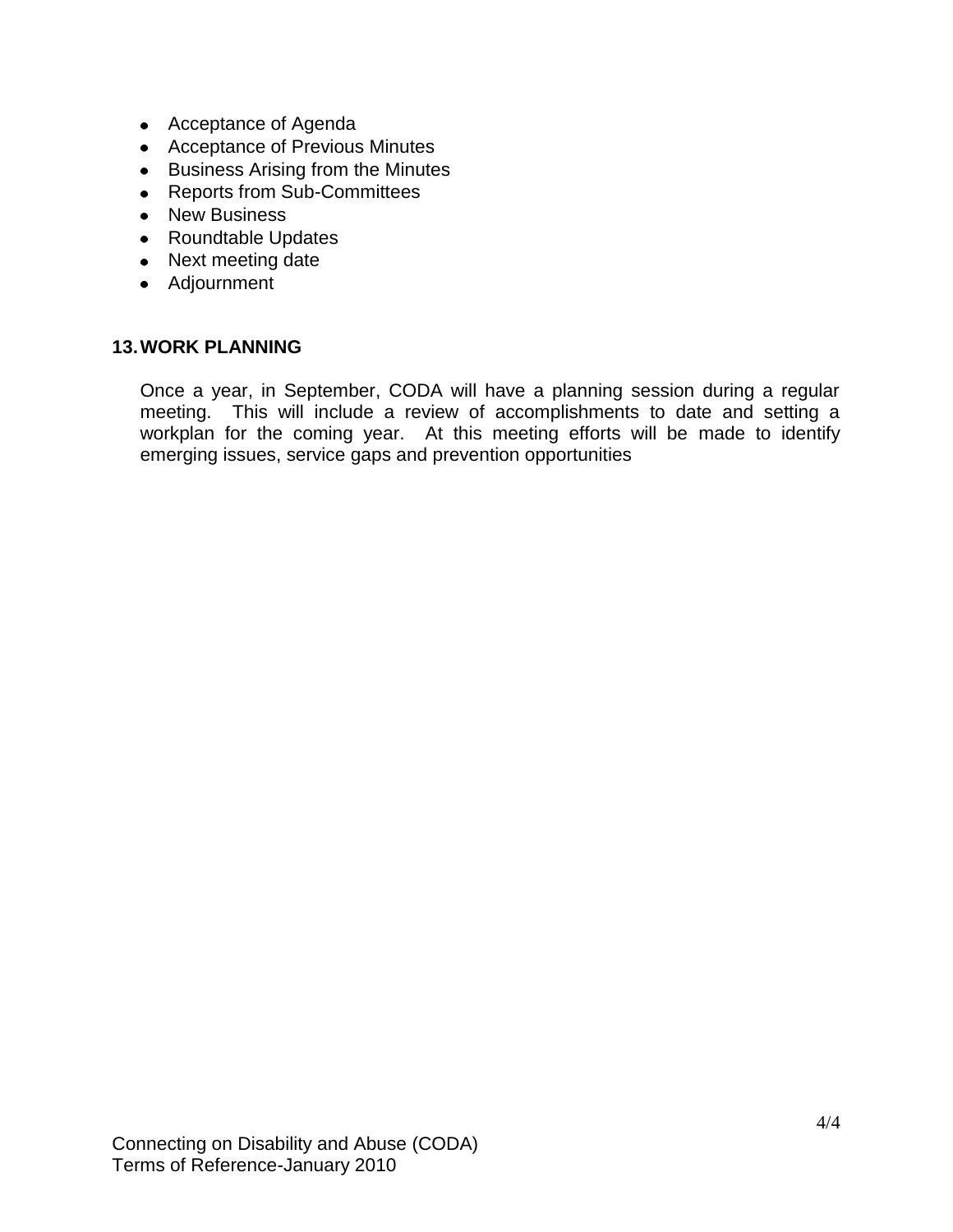- Acceptance of Agenda
- Acceptance of Previous Minutes
- Business Arising from the Minutes
- Reports from Sub-Committees
- New Business
- Roundtable Updates
- Next meeting date
- Adjournment

## 13. WORK PLANNING

Once a year, in September, CODA will have a planning session during a regular meeting. This will include a review of accomplishments to date and setting a workplan for the coming year. At this meeting efforts will be made to identify emerging issues, service gaps and prevention opportunities